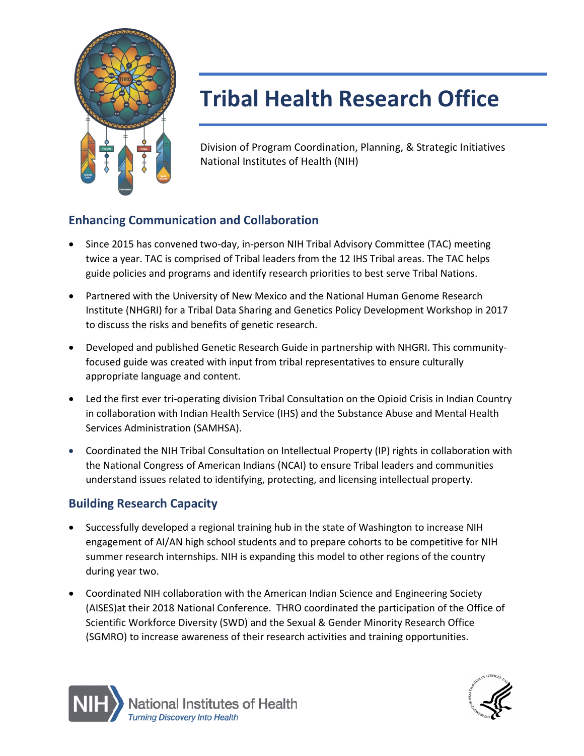# Tribal Health Research Office

Division of Program Coordination, Planning, & Strategic Initiatives
National Institutes of Health (NIH)

## Enhancing Communication and Collaboration

- Since 2015 has convened two-day, in-person NIH Tribal Advisory Committee (TAC) meeting twice a year. TAC is comprised of Tribal leaders from the 12 IHS Tribal areas. The TAC helps guide policies and programs and identify research priorities to best serve Tribal Nations.
- Partnered with the University of New Mexico and the National Human Genome Research Institute (NHGRI) for a Tribal Data Sharing and Genetics Policy Development Workshop in 2017 to discuss the risks and benefits of genetic research.
- Developed and published Genetic Research Guide in partnership with NHGRI. This community-focused guide was created with input from tribal representatives to ensure culturally appropriate language and content.
- Led the first ever tri-operating division Tribal Consultation on the Opioid Crisis in Indian Country in collaboration with Indian Health Service (IHS) and the Substance Abuse and Mental Health Services Administration (SAMHSA).
- Coordinated the NIH Tribal Consultation on Intellectual Property (IP) rights in collaboration with the National Congress of American Indians (NCAI) to ensure Tribal leaders and communities understand issues related to identifying, protecting, and licensing intellectual property.

## Building Research Capacity

- Successfully developed a regional training hub in the state of Washington to increase NIH engagement of AI/AN high school students and to prepare cohorts to be competitive for NIH summer research internships. NIH is expanding this model to other regions of the country during year two.
- Coordinated NIH collaboration with the American Indian Science and Engineering Society (AISES)at their 2018 National Conference. THRO coordinated the participation of the Office of Scientific Workforce Diversity (SWD) and the Sexual & Gender Minority Research Office (SGMRO) to increase awareness of their research activities and training opportunities.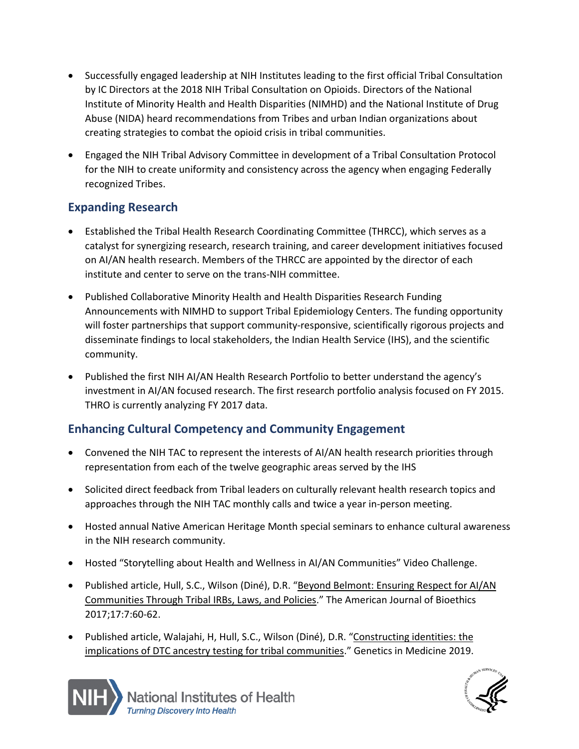- Successfully engaged leadership at NIH Institutes leading to the first official Tribal Consultation by IC Directors at the 2018 NIH Tribal Consultation on Opioids. Directors of the National Institute of Minority Health and Health Disparities (NIMHD) and the National Institute of Drug Abuse (NIDA) heard recommendations from Tribes and urban Indian organizations about creating strategies to combat the opioid crisis in tribal communities.
- Engaged the NIH Tribal Advisory Committee in development of a Tribal Consultation Protocol for the NIH to create uniformity and consistency across the agency when engaging Federally recognized Tribes.

## Expanding Research

- Established the Tribal Health Research Coordinating Committee (THRCC), which serves as a catalyst for synergizing research, research training, and career development initiatives focused on AI/AN health research. Members of the THRCC are appointed by the director of each institute and center to serve on the trans-NIH committee.
- Published Collaborative Minority Health and Health Disparities Research Funding Announcements with NIMHD to support Tribal Epidemiology Centers. The funding opportunity will foster partnerships that support community-responsive, scientifically rigorous projects and disseminate findings to local stakeholders, the Indian Health Service (IHS), and the scientific community.
- Published the first NIH AI/AN Health Research Portfolio to better understand the agency's investment in AI/AN focused research. The first research portfolio analysis focused on FY 2015. THRO is currently analyzing FY 2017 data.

## Enhancing Cultural Competency and Community Engagement

- Convened the NIH TAC to represent the interests of AI/AN health research priorities through representation from each of the twelve geographic areas served by the IHS
- Solicited direct feedback from Tribal leaders on culturally relevant health research topics and approaches through the NIH TAC monthly calls and twice a year in-person meeting.
- Hosted annual Native American Heritage Month special seminars to enhance cultural awareness in the NIH research community.
- Hosted "Storytelling about Health and Wellness in AI/AN Communities" Video Challenge.
- Published article, Hull, S.C., Wilson (Diné), D.R. "Beyond Belmont: Ensuring Respect for AI/AN Communities Through Tribal IRBs, Laws, and Policies." The American Journal of Bioethics 2017;17:7:60-62.
- Published article, Walajahi, H, Hull, S.C., Wilson (Diné), D.R. "Constructing identities: the implications of DTC ancestry testing for tribal communities." Genetics in Medicine 2019.